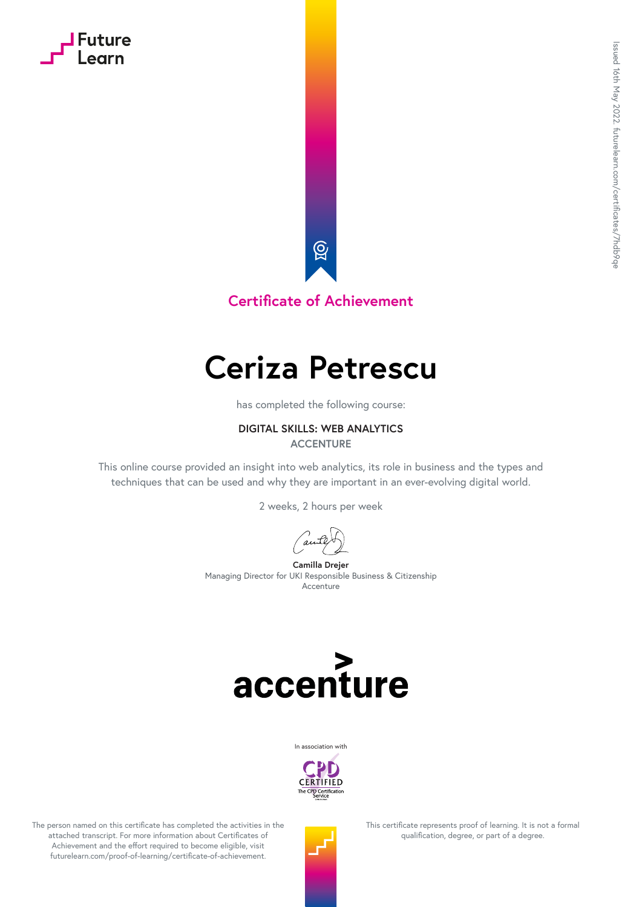Future Learn

Issued 16th May 2022. futurelearn.com/certificates/7hdb9qe

## Certificate of Achievement

# Ceriza Petrescu

has completed the following course:

**DIGITAL SKILLS: WEB ANALYTICS**

**ACCENTURE**

This online course provided an insight into web analytics, its role in business and the types and techniques that can be used and why they are important in an ever-evolving digital world.

2 weeks, 2 hours per week

**Camilla Drejer**
Managing Director for UKI Responsible Business & Citizenship
Accenture

accenture

In association with

CPD CERTIFIED
The CPD Certification Service

The person named on this certificate has completed the activities in the attached transcript. For more information about Certificates of Achievement and the effort required to become eligible, visit futurelearn.com/proof-of-learning/certificate-of-achievement.

This certificate represents proof of learning. It is not a formal qualification, degree, or part of a degree.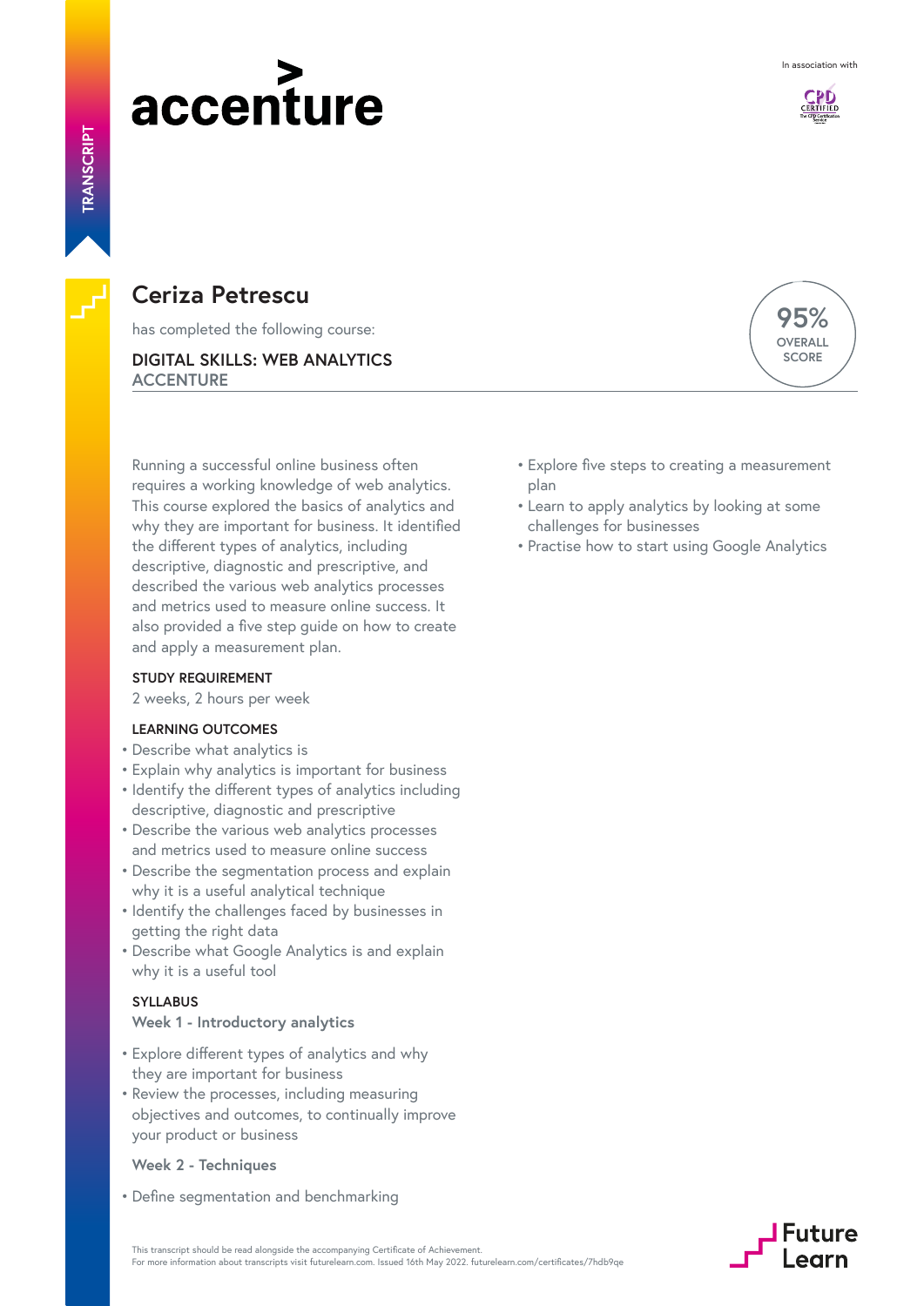TRANSCRIPT

accenture

In association with

# Ceriza Petrescu

has completed the following course:

## DIGITAL SKILLS: WEB ANALYTICS
ACCENTURE

95% OVERALL SCORE

Running a successful online business often requires a working knowledge of web analytics. This course explored the basics of analytics and why they are important for business. It identified the different types of analytics, including descriptive, diagnostic and prescriptive, and described the various web analytics processes and metrics used to measure online success. It also provided a five step guide on how to create and apply a measurement plan.

### STUDY REQUIREMENT

2 weeks, 2 hours per week

### LEARNING OUTCOMES

- Describe what analytics is
- Explain why analytics is important for business
- Identify the different types of analytics including descriptive, diagnostic and prescriptive
- Describe the various web analytics processes and metrics used to measure online success
- Describe the segmentation process and explain why it is a useful analytical technique
- Identify the challenges faced by businesses in getting the right data
- Describe what Google Analytics is and explain why it is a useful tool

### SYLLABUS

**Week 1 - Introductory analytics**

- Explore different types of analytics and why they are important for business
- Review the processes, including measuring objectives and outcomes, to continually improve your product or business

**Week 2 - Techniques**

- Define segmentation and benchmarking
- Explore five steps to creating a measurement plan
- Learn to apply analytics by looking at some challenges for businesses
- Practise how to start using Google Analytics

This transcript should be read alongside the accompanying Certificate of Achievement.
For more information about transcripts visit futurelearn.com. Issued 16th May 2022. futurelearn.com/certificates/7hdb9qe

Future Learn